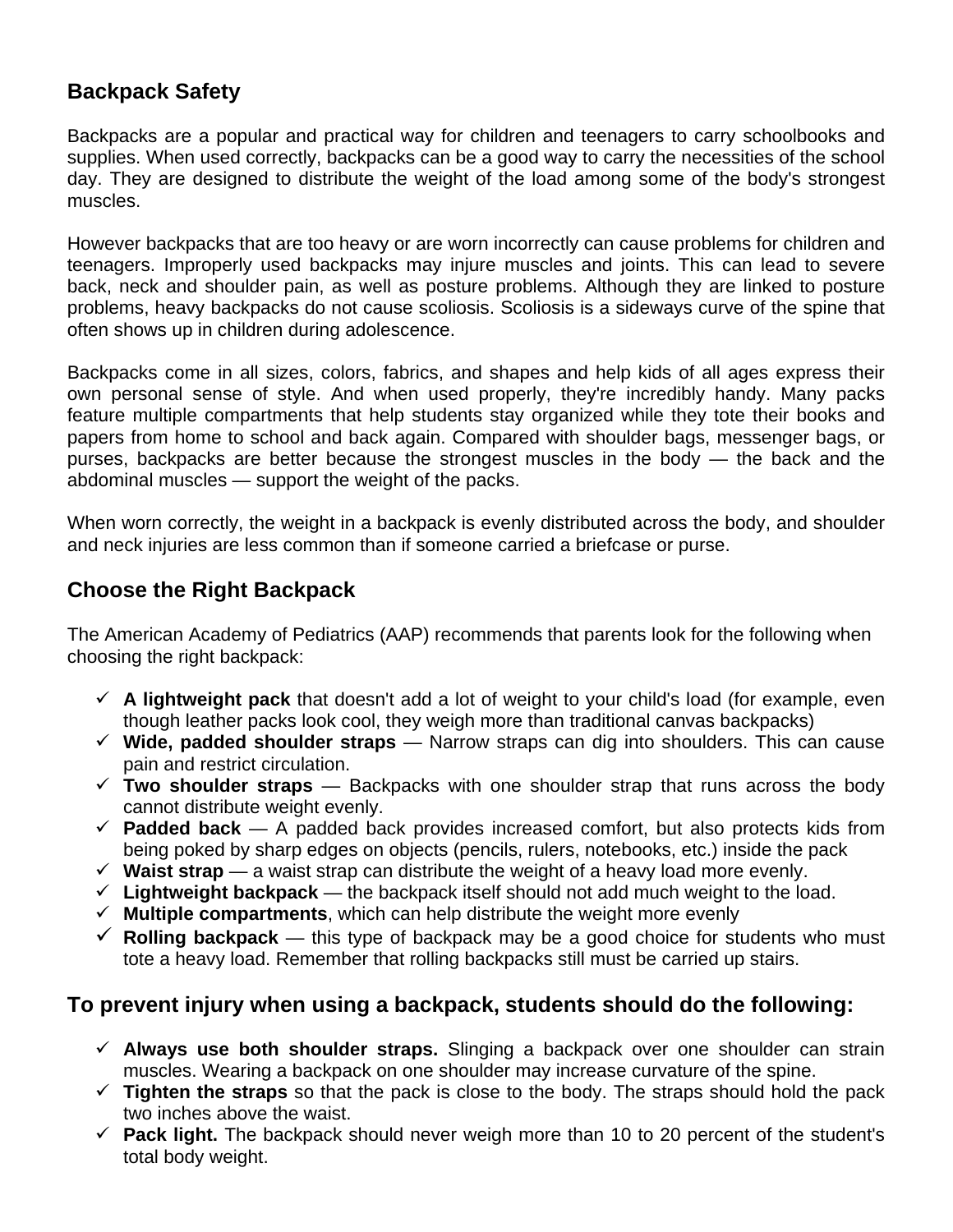## Backpack Safety

Backpacks are a popular and practical way for children and teenagers to carry schoolbooks and supplies. When used correctly, backpacks can be a good way to carry the necessities of the school day. They are designed to distribute the weight of the load among some of the body's strongest muscles.

However backpacks that are too heavy or are worn incorrectly can cause problems for children and teenagers. Improperly used backpacks may injure muscles and joints. This can lead to severe back, neck and shoulder pain, as well as posture problems. Although they are linked to posture problems, heavy backpacks do not cause scoliosis. Scoliosis is a sideways curve of the spine that often shows up in children during adolescence.

Backpacks come in all sizes, colors, fabrics, and shapes and help kids of all ages express their own personal sense of style. And when used properly, they're incredibly handy. Many packs feature multiple compartments that help students stay organized while they tote their books and papers from home to school and back again. Compared with shoulder bags, messenger bags, or purses, backpacks are better because the strongest muscles in the body — the back and the abdominal muscles — support the weight of the packs.

When worn correctly, the weight in a backpack is evenly distributed across the body, and shoulder and neck injuries are less common than if someone carried a briefcase or purse.

## Choose the Right Backpack

The American Academy of Pediatrics (AAP) recommends that parents look for the following when choosing the right backpack:

- ✓ **A lightweight pack** that doesn't add a lot of weight to your child's load (for example, even though leather packs look cool, they weigh more than traditional canvas backpacks)
- ✓ **Wide, padded shoulder straps** — Narrow straps can dig into shoulders. This can cause pain and restrict circulation.
- ✓ **Two shoulder straps** — Backpacks with one shoulder strap that runs across the body cannot distribute weight evenly.
- ✓ **Padded back** — A padded back provides increased comfort, but also protects kids from being poked by sharp edges on objects (pencils, rulers, notebooks, etc.) inside the pack
- ✓ **Waist strap** — a waist strap can distribute the weight of a heavy load more evenly.
- ✓ **Lightweight backpack** — the backpack itself should not add much weight to the load.
- ✓ **Multiple compartments**, which can help distribute the weight more evenly
- ✓ **Rolling backpack** — this type of backpack may be a good choice for students who must tote a heavy load. Remember that rolling backpacks still must be carried up stairs.

## To prevent injury when using a backpack, students should do the following:

- ✓ **Always use both shoulder straps.** Slinging a backpack over one shoulder can strain muscles. Wearing a backpack on one shoulder may increase curvature of the spine.
- ✓ **Tighten the straps** so that the pack is close to the body. The straps should hold the pack two inches above the waist.
- ✓ **Pack light.** The backpack should never weigh more than 10 to 20 percent of the student's total body weight.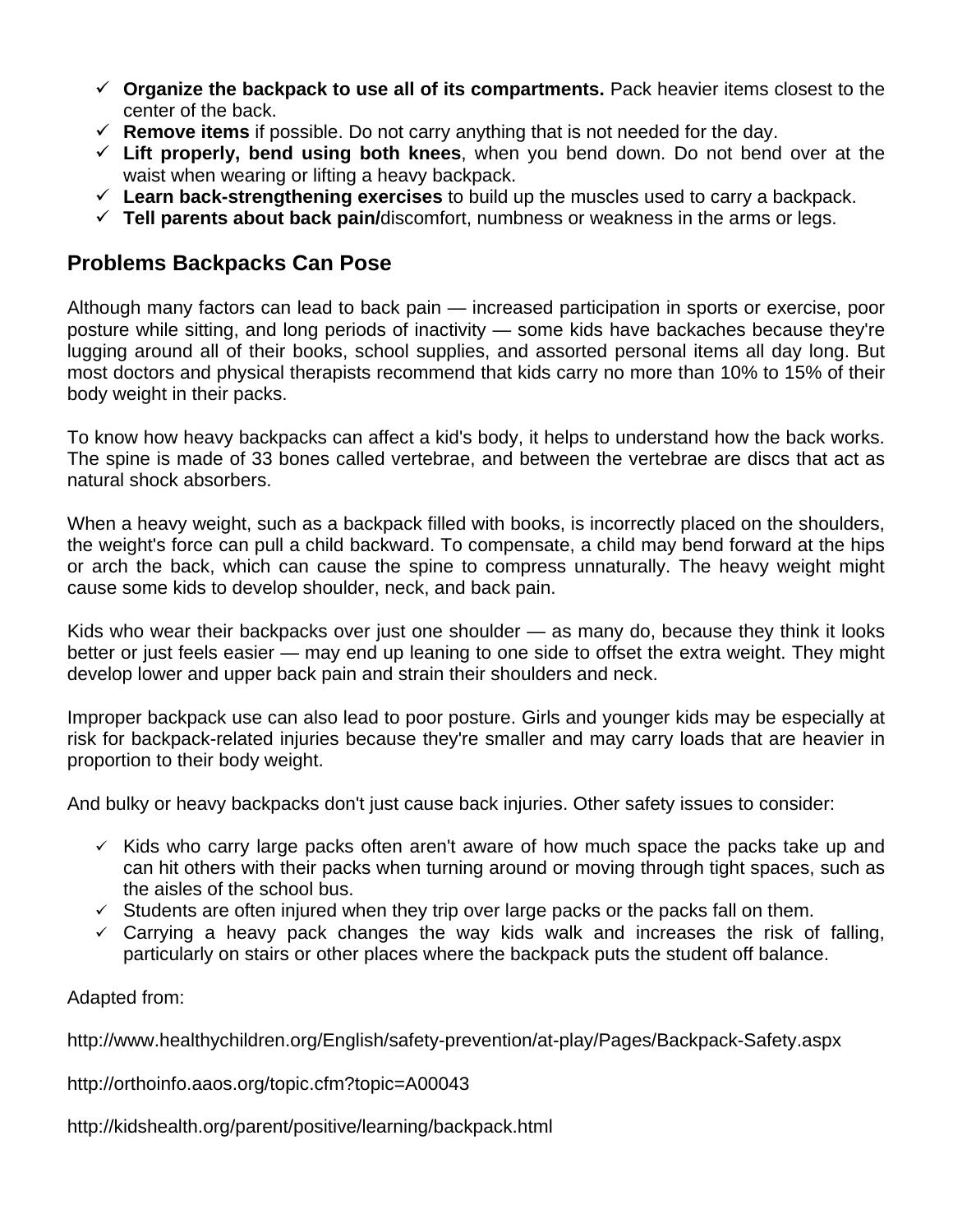- ✓ **Organize the backpack to use all of its compartments.** Pack heavier items closest to the center of the back.
- ✓ **Remove items** if possible. Do not carry anything that is not needed for the day.
- ✓ **Lift properly, bend using both knees**, when you bend down. Do not bend over at the waist when wearing or lifting a heavy backpack.
- ✓ **Learn back-strengthening exercises** to build up the muscles used to carry a backpack.
- ✓ **Tell parents about back pain/**discomfort, numbness or weakness in the arms or legs.

## Problems Backpacks Can Pose

Although many factors can lead to back pain — increased participation in sports or exercise, poor posture while sitting, and long periods of inactivity — some kids have backaches because they're lugging around all of their books, school supplies, and assorted personal items all day long. But most doctors and physical therapists recommend that kids carry no more than 10% to 15% of their body weight in their packs.

To know how heavy backpacks can affect a kid's body, it helps to understand how the back works. The spine is made of 33 bones called vertebrae, and between the vertebrae are discs that act as natural shock absorbers.

When a heavy weight, such as a backpack filled with books, is incorrectly placed on the shoulders, the weight's force can pull a child backward. To compensate, a child may bend forward at the hips or arch the back, which can cause the spine to compress unnaturally. The heavy weight might cause some kids to develop shoulder, neck, and back pain.

Kids who wear their backpacks over just one shoulder — as many do, because they think it looks better or just feels easier — may end up leaning to one side to offset the extra weight. They might develop lower and upper back pain and strain their shoulders and neck.

Improper backpack use can also lead to poor posture. Girls and younger kids may be especially at risk for backpack-related injuries because they're smaller and may carry loads that are heavier in proportion to their body weight.

And bulky or heavy backpacks don't just cause back injuries. Other safety issues to consider:

- ✓ Kids who carry large packs often aren't aware of how much space the packs take up and can hit others with their packs when turning around or moving through tight spaces, such as the aisles of the school bus.
- ✓ Students are often injured when they trip over large packs or the packs fall on them.
- ✓ Carrying a heavy pack changes the way kids walk and increases the risk of falling, particularly on stairs or other places where the backpack puts the student off balance.

Adapted from:

http://www.healthychildren.org/English/safety-prevention/at-play/Pages/Backpack-Safety.aspx

http://orthoinfo.aaos.org/topic.cfm?topic=A00043

http://kidshealth.org/parent/positive/learning/backpack.html